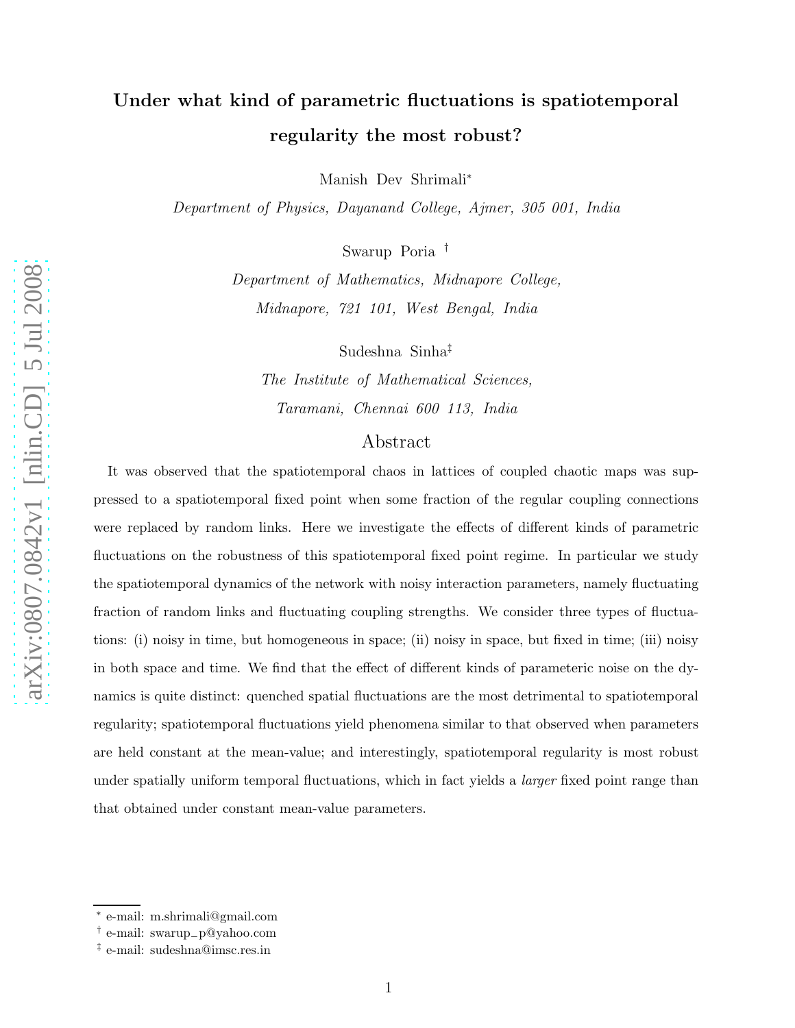# Under what kind of parametric fluctuations is spatiotemporal regularity the most robust?

Manish Dev Shrimali*

*Department of Physics, Dayanand College, Ajmer, 305 001, India*

Swarup Poria †

*Department of Mathematics, Midnapore College, Midnapore, 721 101, West Bengal, India*

Sudeshna Sinha‡

*The Institute of Mathematical Sciences, Taramani, Chennai 600 113, India*

## Abstract

It was observed that the spatiotemporal chaos in lattices of coupled chaotic maps was suppressed to a spatiotemporal fixed point when some fraction of the regular coupling connections were replaced by random links. Here we investigate the effects of different kinds of parametric fluctuations on the robustness of this spatiotemporal fixed point regime. In particular we study the spatiotemporal dynamics of the network with noisy interaction parameters, namely fluctuating fraction of random links and fluctuating coupling strengths. We consider three types of fluctuations: (i) noisy in time, but homogeneous in space; (ii) noisy in space, but fixed in time; (iii) noisy in both space and time. We find that the effect of different kinds of parameteric noise on the dynamics is quite distinct: quenched spatial fluctuations are the most detrimental to spatiotemporal regularity; spatiotemporal fluctuations yield phenomena similar to that observed when parameters are held constant at the mean-value; and interestingly, spatiotemporal regularity is most robust under spatially uniform temporal fluctuations, which in fact yields a *larger* fixed point range than that obtained under constant mean-value parameters.

---

* e-mail: m.shrimali@gmail.com

† e-mail: swarup_p@yahoo.com

‡ e-mail: sudeshna@imsc.res.in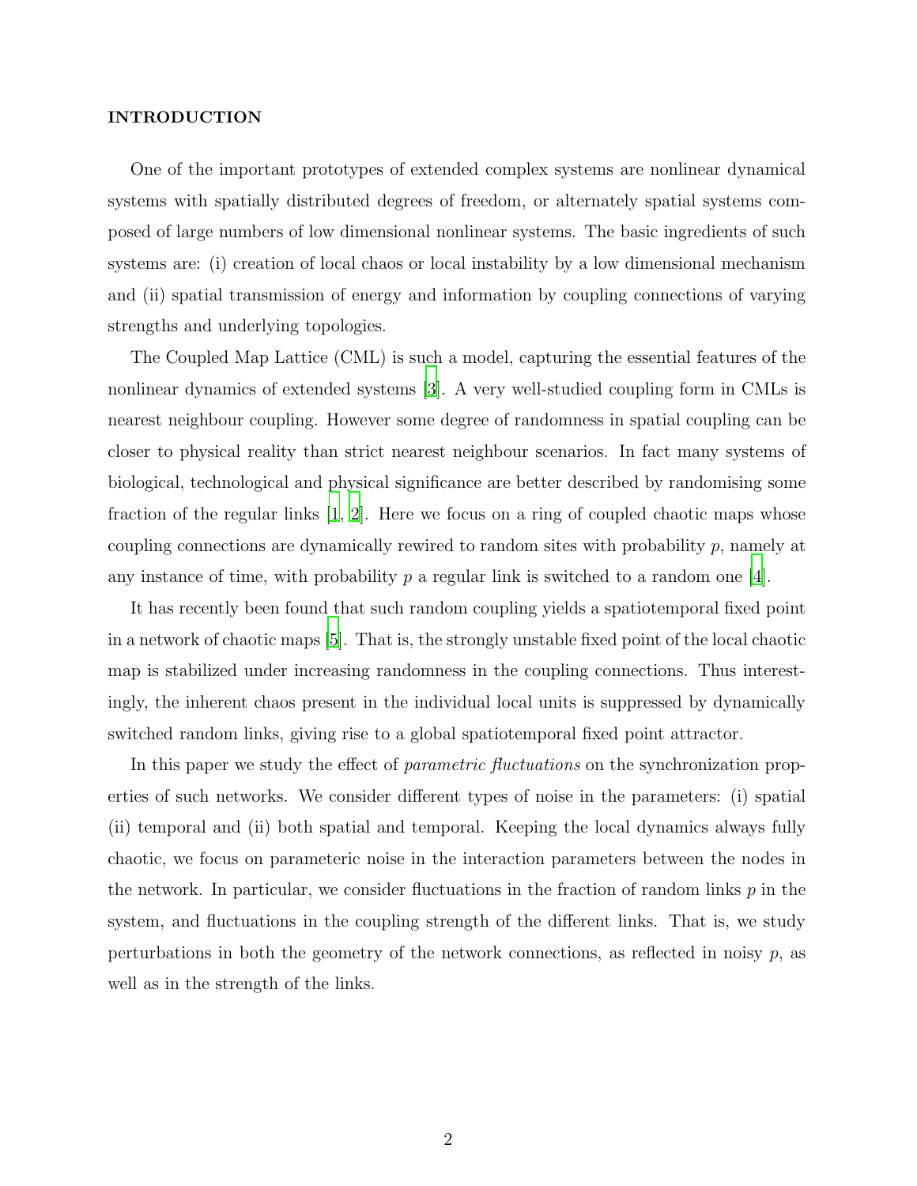## INTRODUCTION

One of the important prototypes of extended complex systems are nonlinear dynamical systems with spatially distributed degrees of freedom, or alternately spatial systems composed of large numbers of low dimensional nonlinear systems. The basic ingredients of such systems are: (i) creation of local chaos or local instability by a low dimensional mechanism and (ii) spatial transmission of energy and information by coupling connections of varying strengths and underlying topologies.

The Coupled Map Lattice (CML) is such a model, capturing the essential features of the nonlinear dynamics of extended systems [3]. A very well-studied coupling form in CMLs is nearest neighbour coupling. However some degree of randomness in spatial coupling can be closer to physical reality than strict nearest neighbour scenarios. In fact many systems of biological, technological and physical significance are better described by randomising some fraction of the regular links [1, 2]. Here we focus on a ring of coupled chaotic maps whose coupling connections are dynamically rewired to random sites with probability $p$, namely at any instance of time, with probability $p$ a regular link is switched to a random one [4].

It has recently been found that such random coupling yields a spatiotemporal fixed point in a network of chaotic maps [5]. That is, the strongly unstable fixed point of the local chaotic map is stabilized under increasing randomness in the coupling connections. Thus interestingly, the inherent chaos present in the individual local units is suppressed by dynamically switched random links, giving rise to a global spatiotemporal fixed point attractor.

In this paper we study the effect of *parametric fluctuations* on the synchronization properties of such networks. We consider different types of noise in the parameters: (i) spatial (ii) temporal and (ii) both spatial and temporal. Keeping the local dynamics always fully chaotic, we focus on parameteric noise in the interaction parameters between the nodes in the network. In particular, we consider fluctuations in the fraction of random links $p$ in the system, and fluctuations in the coupling strength of the different links. That is, we study perturbations in both the geometry of the network connections, as reflected in noisy $p$, as well as in the strength of the links.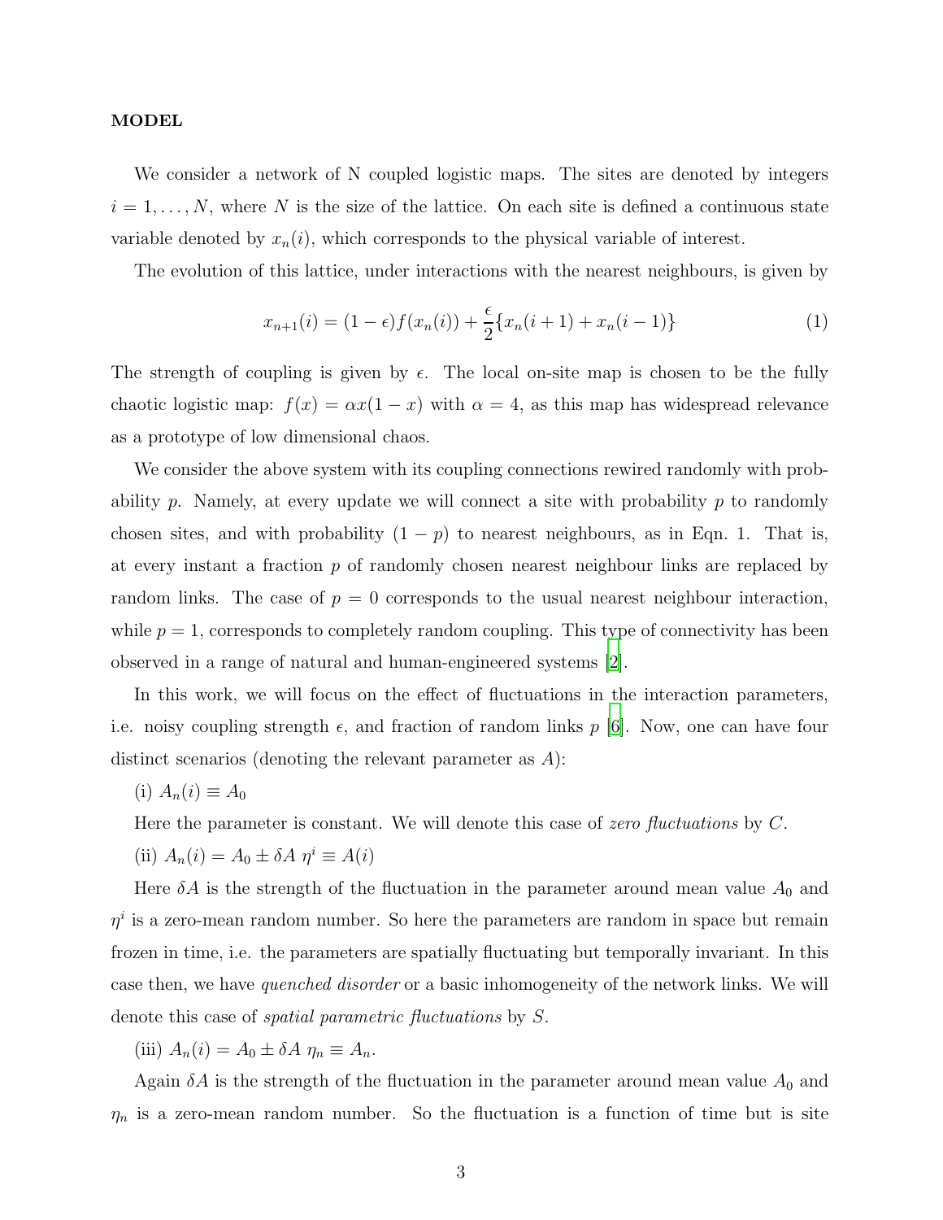## MODEL

We consider a network of N coupled logistic maps. The sites are denoted by integers $i = 1, \ldots, N$, where $N$ is the size of the lattice. On each site is defined a continuous state variable denoted by $x_n(i)$, which corresponds to the physical variable of interest.

The evolution of this lattice, under interactions with the nearest neighbours, is given by

$$x_{n+1}(i) = (1 - \epsilon) f(x_n(i)) + \frac{\epsilon}{2} \{x_n(i+1) + x_n(i-1)\} \tag{1}$$

The strength of coupling is given by $\epsilon$. The local on-site map is chosen to be the fully chaotic logistic map: $f(x) = \alpha x(1 - x)$ with $\alpha = 4$, as this map has widespread relevance as a prototype of low dimensional chaos.

We consider the above system with its coupling connections rewired randomly with probability $p$. Namely, at every update we will connect a site with probability $p$ to randomly chosen sites, and with probability $(1 - p)$ to nearest neighbours, as in Eqn. 1. That is, at every instant a fraction $p$ of randomly chosen nearest neighbour links are replaced by random links. The case of $p = 0$ corresponds to the usual nearest neighbour interaction, while $p = 1$, corresponds to completely random coupling. This type of connectivity has been observed in a range of natural and human-engineered systems [2].

In this work, we will focus on the effect of fluctuations in the interaction parameters, i.e. noisy coupling strength $\epsilon$, and fraction of random links $p$ [6]. Now, one can have four distinct scenarios (denoting the relevant parameter as $A$):

(i) $A_n(i) \equiv A_0$

Here the parameter is constant. We will denote this case of *zero fluctuations* by $C$.

(ii) $A_n(i) = A_0 \pm \delta A \; \eta^i \equiv A(i)$

Here $\delta A$ is the strength of the fluctuation in the parameter around mean value $A_0$ and $\eta^i$ is a zero-mean random number. So here the parameters are random in space but remain frozen in time, i.e. the parameters are spatially fluctuating but temporally invariant. In this case then, we have *quenched disorder* or a basic inhomogeneity of the network links. We will denote this case of *spatial parametric fluctuations* by $S$.

(iii) $A_n(i) = A_0 \pm \delta A \; \eta_n \equiv A_n$.

Again $\delta A$ is the strength of the fluctuation in the parameter around mean value $A_0$ and $\eta_n$ is a zero-mean random number. So the fluctuation is a function of time but is site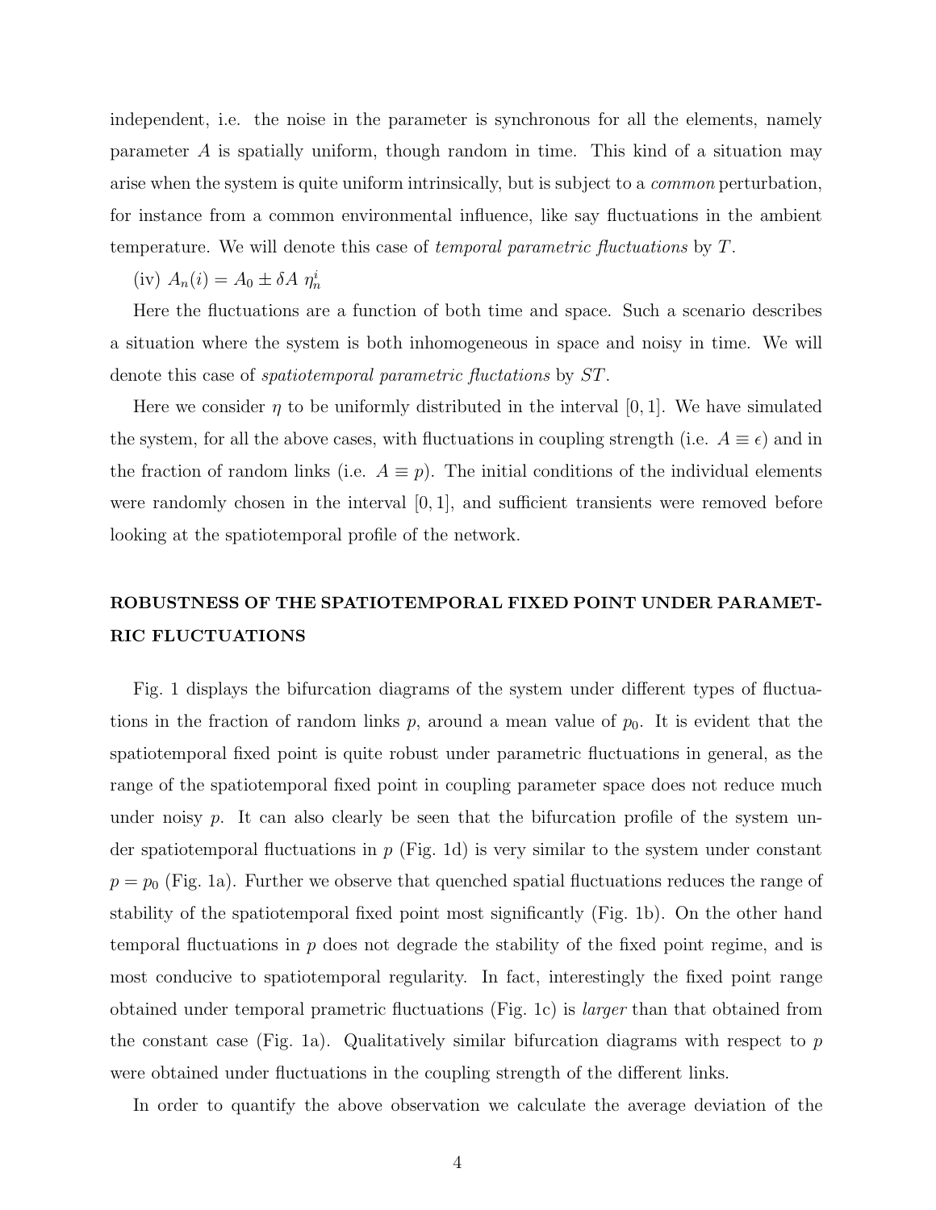independent, i.e. the noise in the parameter is synchronous for all the elements, namely parameter $A$ is spatially uniform, though random in time. This kind of a situation may arise when the system is quite uniform intrinsically, but is subject to a *common* perturbation, for instance from a common environmental influence, like say fluctuations in the ambient temperature. We will denote this case of *temporal parametric fluctuations* by $T$.

(iv) $A_n(i) = A_0 \pm \delta A \ \eta_n^i$

Here the fluctuations are a function of both time and space. Such a scenario describes a situation where the system is both inhomogeneous in space and noisy in time. We will denote this case of *spatiotemporal parametric flucttations* by $ST$.

Here we consider $\eta$ to be uniformly distributed in the interval $[0, 1]$. We have simulated the system, for all the above cases, with fluctuations in coupling strength (i.e. $A \equiv \epsilon$) and in the fraction of random links (i.e. $A \equiv p$). The initial conditions of the individual elements were randomly chosen in the interval $[0, 1]$, and sufficient transients were removed before looking at the spatiotemporal profile of the network.

## ROBUSTNESS OF THE SPATIOTEMPORAL FIXED POINT UNDER PARAMETRIC FLUCTUATIONS

Fig. 1 displays the bifurcation diagrams of the system under different types of fluctuations in the fraction of random links $p$, around a mean value of $p_0$. It is evident that the spatiotemporal fixed point is quite robust under parametric fluctuations in general, as the range of the spatiotemporal fixed point in coupling parameter space does not reduce much under noisy $p$. It can also clearly be seen that the bifurcation profile of the system under spatiotemporal fluctuations in $p$ (Fig. 1d) is very similar to the system under constant $p = p_0$ (Fig. 1a). Further we observe that quenched spatial fluctuations reduces the range of stability of the spatiotemporal fixed point most significantly (Fig. 1b). On the other hand temporal fluctuations in $p$ does not degrade the stability of the fixed point regime, and is most conducive to spatiotemporal regularity. In fact, interestingly the fixed point range obtained under temporal prametric fluctuations (Fig. 1c) is *larger* than that obtained from the constant case (Fig. 1a). Qualitatively similar bifurcation diagrams with respect to $p$ were obtained under fluctuations in the coupling strength of the different links.

In order to quantify the above observation we calculate the average deviation of the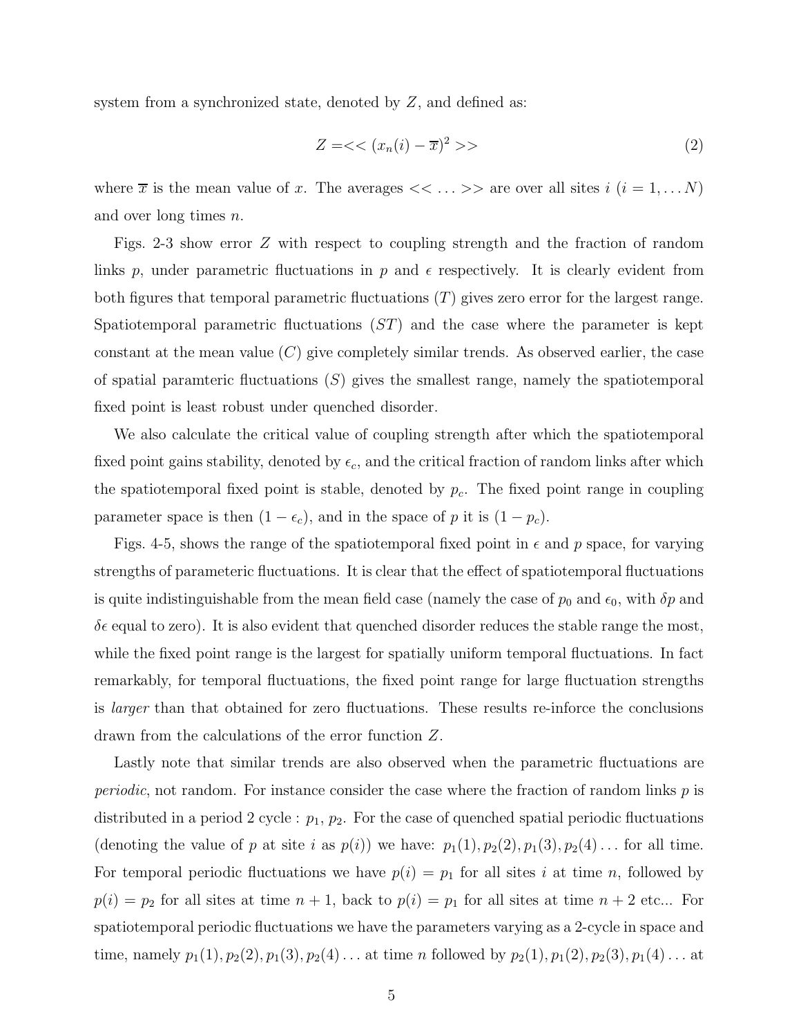system from a synchronized state, denoted by $Z$, and defined as:

$$Z = << (x_n(i) - \overline{x})^2 >> \tag{2}$$

where $\overline{x}$ is the mean value of $x$. The averages $<< \dots >>$ are over all sites $i$ ($i = 1, \dots N$) and over long times $n$.

Figs. 2-3 show error $Z$ with respect to coupling strength and the fraction of random links $p$, under parametric fluctuations in $p$ and $\epsilon$ respectively. It is clearly evident from both figures that temporal parametric fluctuations ($T$) gives zero error for the largest range. Spatiotemporal parametric fluctuations ($ST$) and the case where the parameter is kept constant at the mean value ($C$) give completely similar trends. As observed earlier, the case of spatial paramteric fluctuations ($S$) gives the smallest range, namely the spatiotemporal fixed point is least robust under quenched disorder.

We also calculate the critical value of coupling strength after which the spatiotemporal fixed point gains stability, denoted by $\epsilon_c$, and the critical fraction of random links after which the spatiotemporal fixed point is stable, denoted by $p_c$. The fixed point range in coupling parameter space is then $(1 - \epsilon_c)$, and in the space of $p$ it is $(1 - p_c)$.

Figs. 4-5, shows the range of the spatiotemporal fixed point in $\epsilon$ and $p$ space, for varying strengths of parameteric fluctuations. It is clear that the effect of spatiotemporal fluctuations is quite indistinguishable from the mean field case (namely the case of $p_0$ and $\epsilon_0$, with $\delta p$ and $\delta \epsilon$ equal to zero). It is also evident that quenched disorder reduces the stable range the most, while the fixed point range is the largest for spatially uniform temporal fluctuations. In fact remarkably, for temporal fluctuations, the fixed point range for large fluctuation strengths is *larger* than that obtained for zero fluctuations. These results re-inforce the conclusions drawn from the calculations of the error function $Z$.

Lastly note that similar trends are also observed when the parametric fluctuations are *periodic*, not random. For instance consider the case where the fraction of random links $p$ is distributed in a period 2 cycle : $p_1$, $p_2$. For the case of quenched spatial periodic fluctuations (denoting the value of $p$ at site $i$ as $p(i)$) we have: $p_1(1), p_2(2), p_1(3), p_2(4) \dots$ for all time. For temporal periodic fluctuations we have $p(i) = p_1$ for all sites $i$ at time $n$, followed by $p(i) = p_2$ for all sites at time $n + 1$, back to $p(i) = p_1$ for all sites at time $n + 2$ etc... For spatiotemporal periodic fluctuations we have the parameters varying as a 2-cycle in space and time, namely $p_1(1), p_2(2), p_1(3), p_2(4) \dots$ at time $n$ followed by $p_2(1), p_1(2), p_2(3), p_1(4) \dots$ at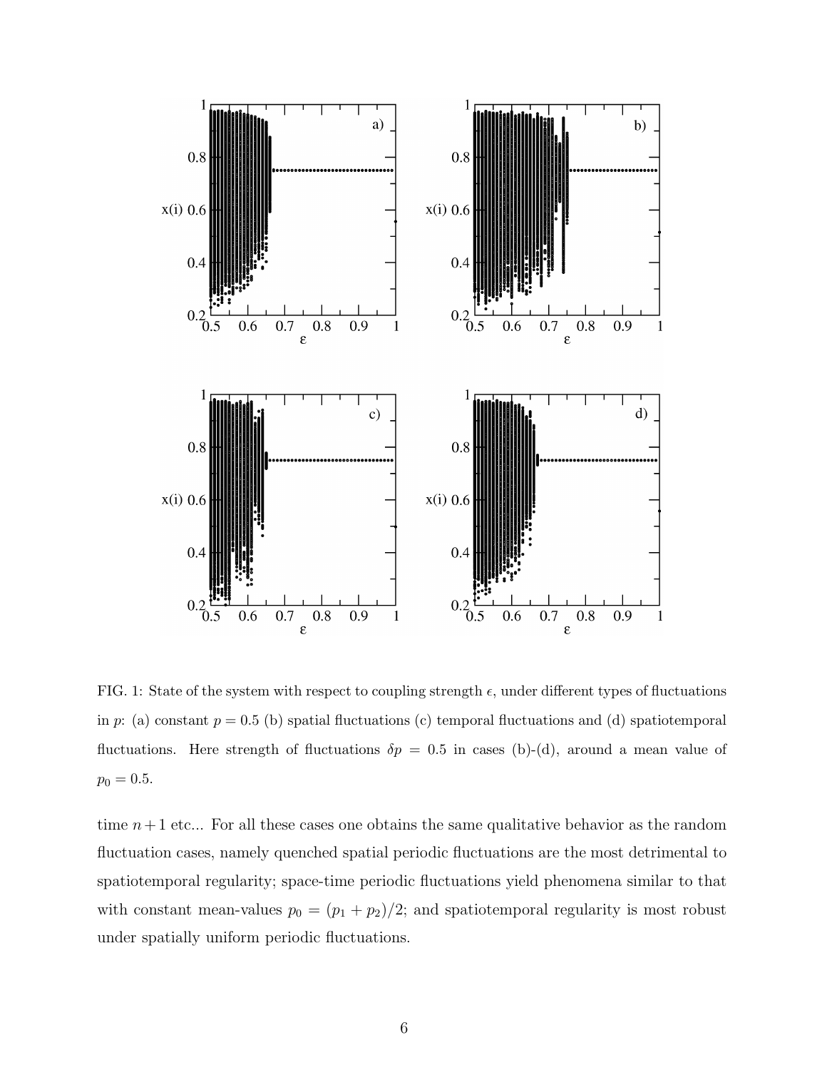FIG. 1: State of the system with respect to coupling strength $\epsilon$, under different types of fluctuations in $p$: (a) constant $p = 0.5$ (b) spatial fluctuations (c) temporal fluctuations and (d) spatiotemporal fluctuations. Here strength of fluctuations $\delta p = 0.5$ in cases (b)-(d), around a mean value of $p_0 = 0.5$.

time $n + 1$ etc... For all these cases one obtains the same qualitative behavior as the random fluctuation cases, namely quenched spatial periodic fluctuations are the most detrimental to spatiotemporal regularity; space-time periodic fluctuations yield phenomena similar to that with constant mean-values $p_0 = (p_1 + p_2)/2$; and spatiotemporal regularity is most robust under spatially uniform periodic fluctuations.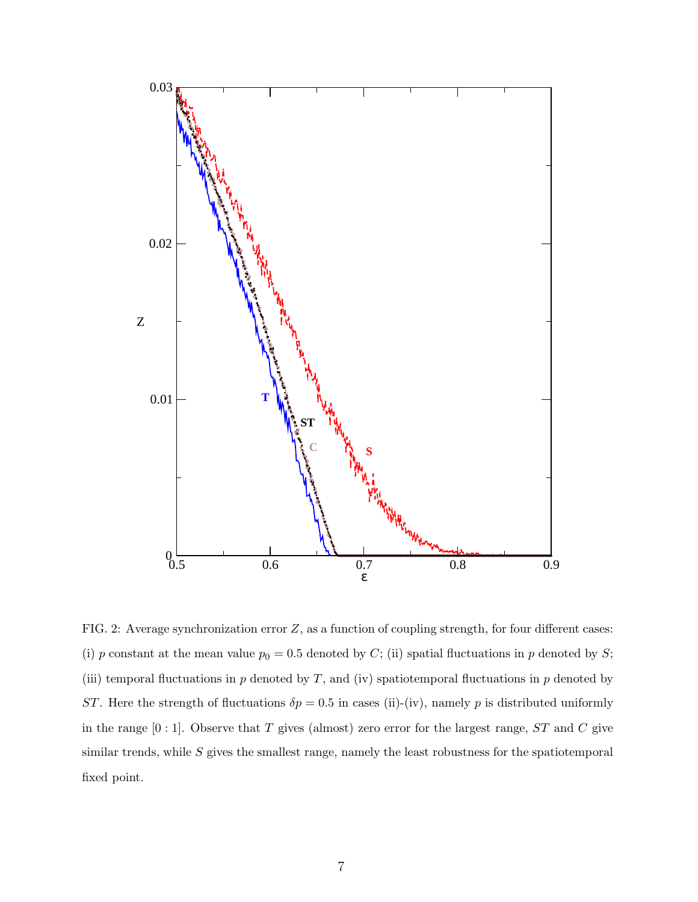FIG. 2: Average synchronization error $Z$, as a function of coupling strength, for four different cases: (i) $p$ constant at the mean value $p_0 = 0.5$ denoted by $C$; (ii) spatial fluctuations in $p$ denoted by $S$; (iii) temporal fluctuations in $p$ denoted by $T$, and (iv) spatiotemporal fluctuations in $p$ denoted by $ST$. Here the strength of fluctuations $\delta p = 0.5$ in cases (ii)-(iv), namely $p$ is distributed uniformly in the range $[0:1]$. Observe that $T$ gives (almost) zero error for the largest range, $ST$ and $C$ give similar trends, while $S$ gives the smallest range, namely the least robustness for the spatiotemporal fixed point.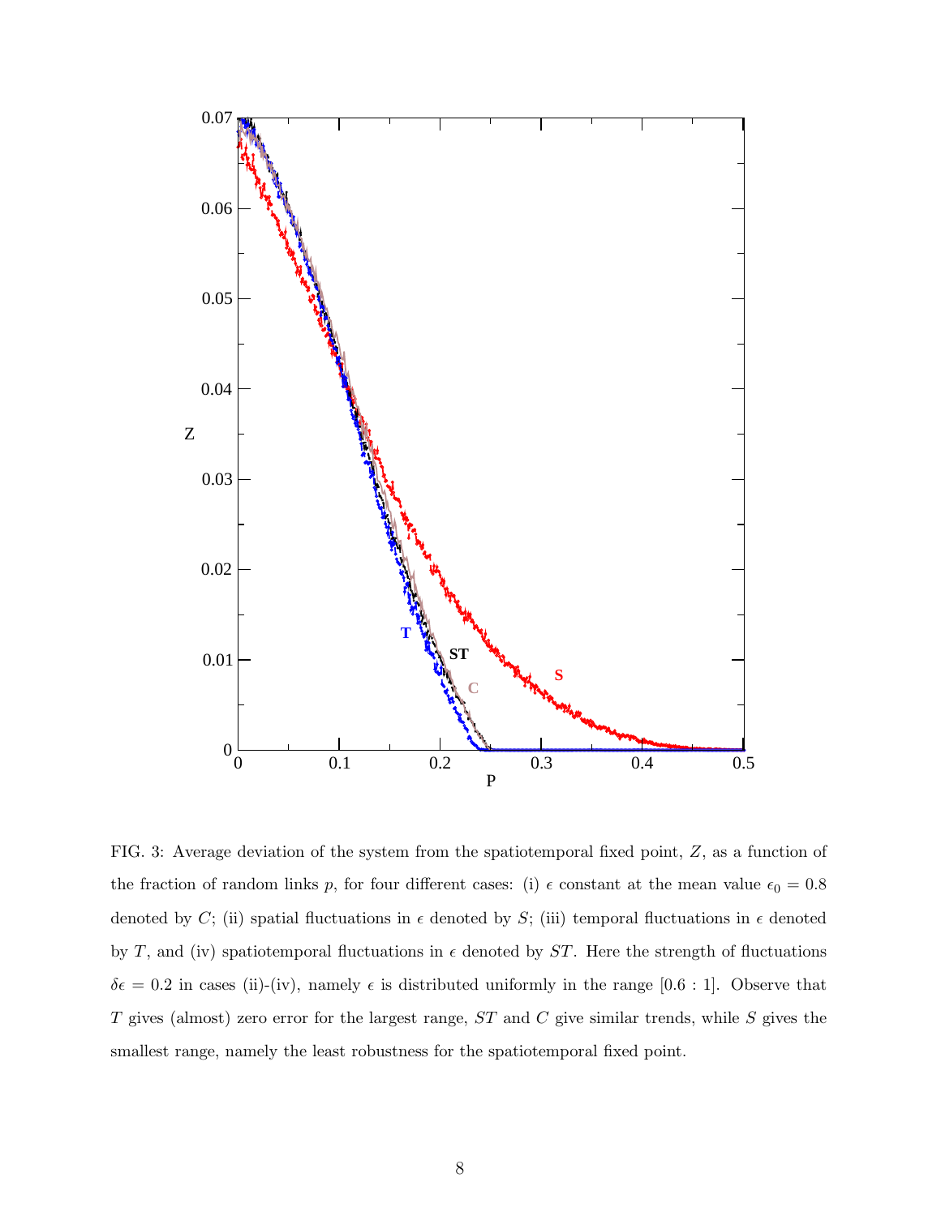FIG. 3: Average deviation of the system from the spatiotemporal fixed point, $Z$, as a function of the fraction of random links $p$, for four different cases: (i) $\epsilon$ constant at the mean value $\epsilon_0 = 0.8$ denoted by $C$; (ii) spatial fluctuations in $\epsilon$ denoted by $S$; (iii) temporal fluctuations in $\epsilon$ denoted by $T$, and (iv) spatiotemporal fluctuations in $\epsilon$ denoted by $ST$. Here the strength of fluctuations $\delta\epsilon = 0.2$ in cases (ii)-(iv), namely $\epsilon$ is distributed uniformly in the range [0.6 : 1]. Observe that $T$ gives (almost) zero error for the largest range, $ST$ and $C$ give similar trends, while $S$ gives the smallest range, namely the least robustness for the spatiotemporal fixed point.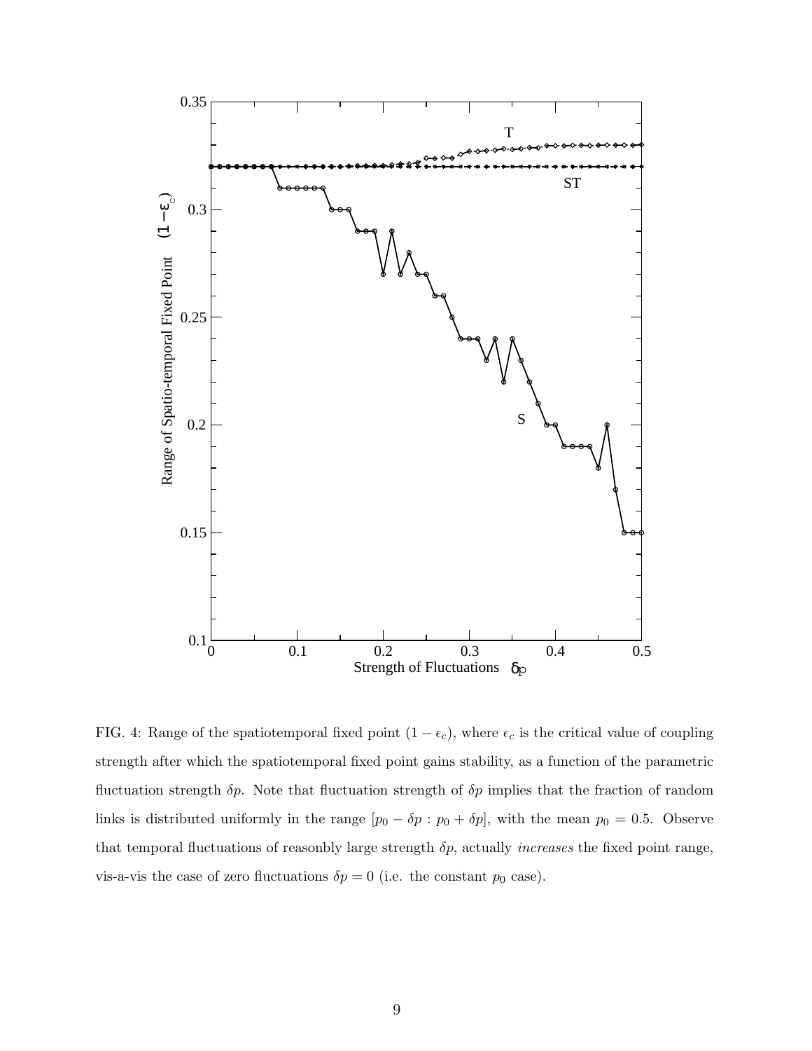FIG. 4: Range of the spatiotemporal fixed point $(1 - \epsilon_c)$, where $\epsilon_c$ is the critical value of coupling strength after which the spatiotemporal fixed point gains stability, as a function of the parametric fluctuation strength $\delta p$. Note that fluctuation strength of $\delta p$ implies that the fraction of random links is distributed uniformly in the range $[p_0 - \delta p : p_0 + \delta p]$, with the mean $p_0 = 0.5$. Observe that temporal fluctuations of reasonbly large strength $\delta p$, actually *increases* the fixed point range, vis-a-vis the case of zero fluctuations $\delta p = 0$ (i.e. the constant $p_0$ case).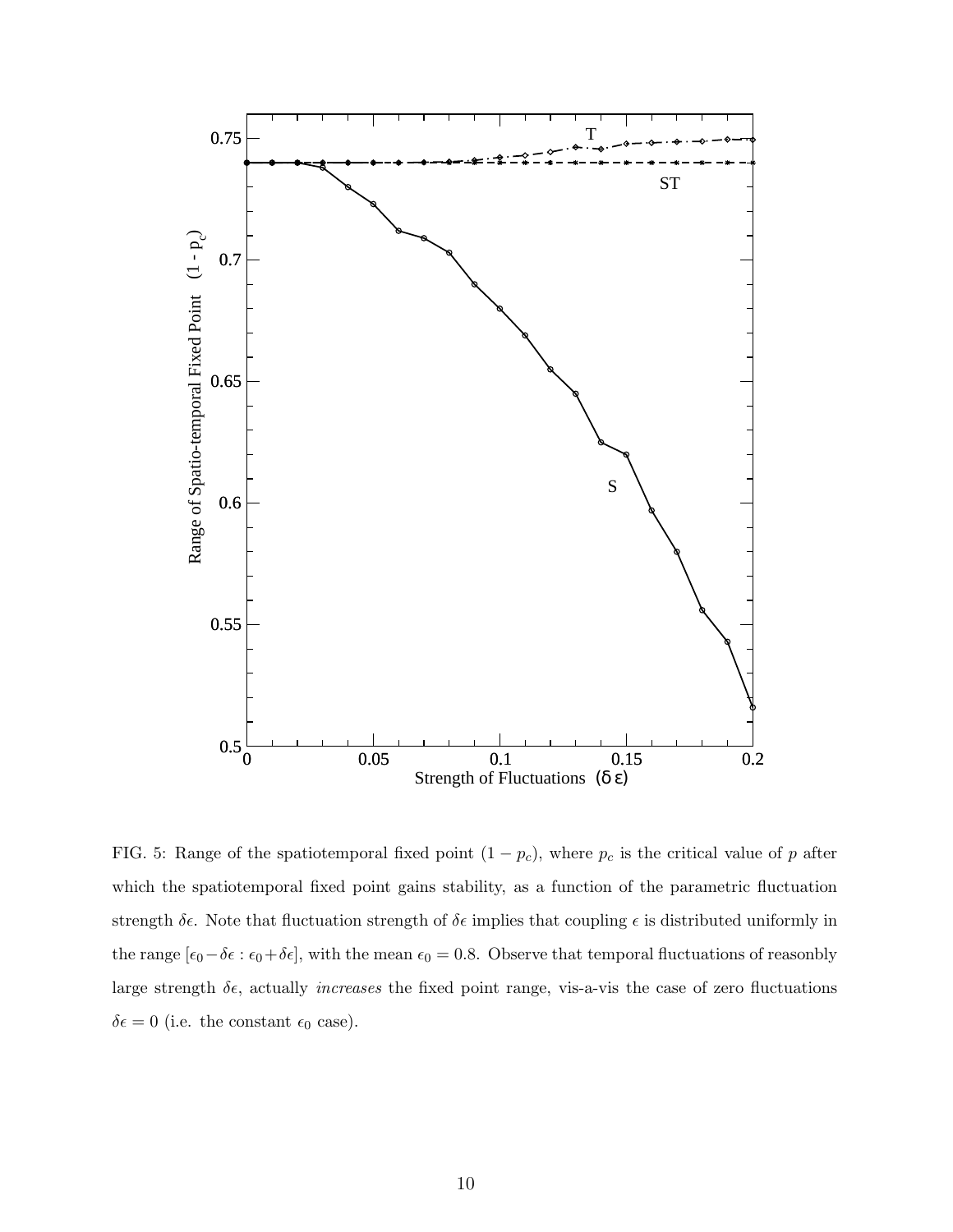FIG. 5: Range of the spatiotemporal fixed point $(1-p_c)$, where $p_c$ is the critical value of $p$ after which the spatiotemporal fixed point gains stability, as a function of the parametric fluctuation strength $\delta\epsilon$. Note that fluctuation strength of $\delta\epsilon$ implies that coupling $\epsilon$ is distributed uniformly in the range $[\epsilon_0 - \delta\epsilon : \epsilon_0 + \delta\epsilon]$, with the mean $\epsilon_0 = 0.8$. Observe that temporal fluctuations of reasonbly large strength $\delta\epsilon$, actually *increases* the fixed point range, vis-a-vis the case of zero fluctuations $\delta\epsilon = 0$ (i.e. the constant $\epsilon_0$ case).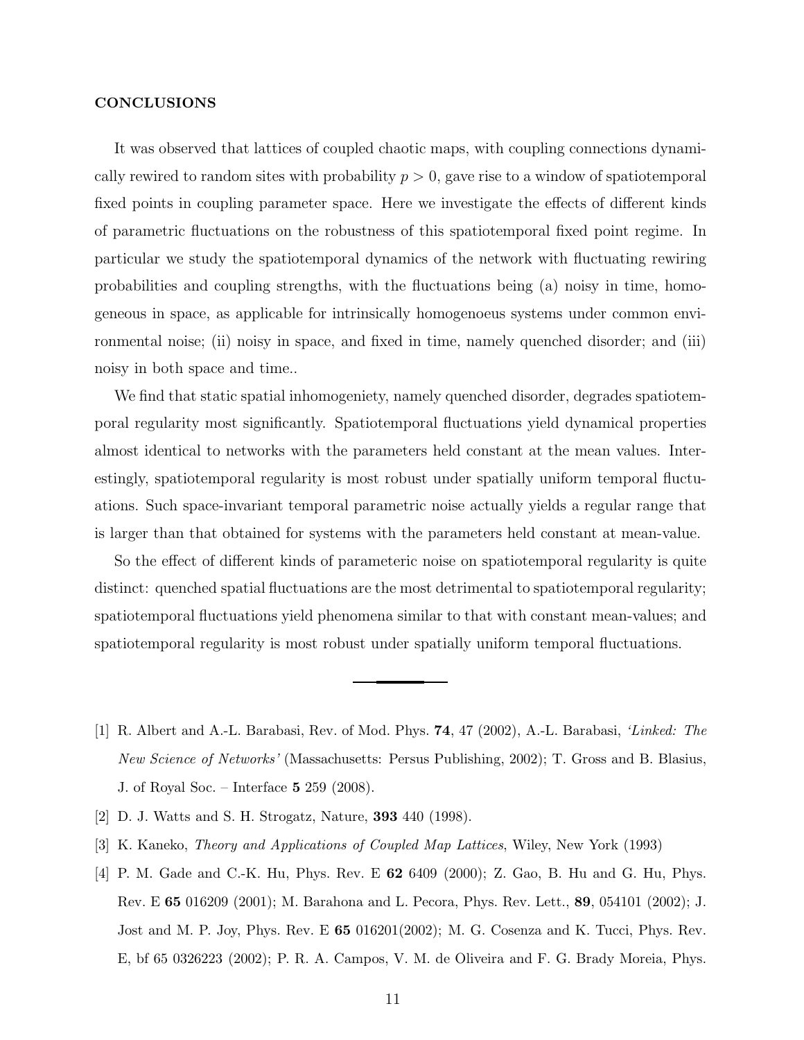## CONCLUSIONS

It was observed that lattices of coupled chaotic maps, with coupling connections dynamically rewired to random sites with probability $p > 0$, gave rise to a window of spatiotemporal fixed points in coupling parameter space. Here we investigate the effects of different kinds of parametric fluctuations on the robustness of this spatiotemporal fixed point regime. In particular we study the spatiotemporal dynamics of the network with fluctuating rewiring probabilities and coupling strengths, with the fluctuations being (a) noisy in time, homogeneous in space, as applicable for intrinsically homogenoeus systems under common environmental noise; (ii) noisy in space, and fixed in time, namely quenched disorder; and (iii) noisy in both space and time..

We find that static spatial inhomogeniety, namely quenched disorder, degrades spatiotemporal regularity most significantly. Spatiotemporal fluctuations yield dynamical properties almost identical to networks with the parameters held constant at the mean values. Interestingly, spatiotemporal regularity is most robust under spatially uniform temporal fluctuations. Such space-invariant temporal parametric noise actually yields a regular range that is larger than that obtained for systems with the parameters held constant at mean-value.

So the effect of different kinds of parameteric noise on spatiotemporal regularity is quite distinct: quenched spatial fluctuations are the most detrimental to spatiotemporal regularity; spatiotemporal fluctuations yield phenomena similar to that with constant mean-values; and spatiotemporal regularity is most robust under spatially uniform temporal fluctuations.

---

[1] R. Albert and A.-L. Barabasi, Rev. of Mod. Phys. **74**, 47 (2002), A.-L. Barabasi, *'Linked: The New Science of Networks'* (Massachusetts: Persus Publishing, 2002); T. Gross and B. Blasius, J. of Royal Soc. – Interface **5** 259 (2008).

[2] D. J. Watts and S. H. Strogatz, Nature, **393** 440 (1998).

[3] K. Kaneko, *Theory and Applications of Coupled Map Lattices*, Wiley, New York (1993)

[4] P. M. Gade and C.-K. Hu, Phys. Rev. E **62** 6409 (2000); Z. Gao, B. Hu and G. Hu, Phys. Rev. E **65** 016209 (2001); M. Barahona and L. Pecora, Phys. Rev. Lett., **89**, 054101 (2002); J. Jost and M. P. Joy, Phys. Rev. E **65** 016201(2002); M. G. Cosenza and K. Tucci, Phys. Rev. E, bf 65 0326223 (2002); P. R. A. Campos, V. M. de Oliveira and F. G. Brady Moreia, Phys.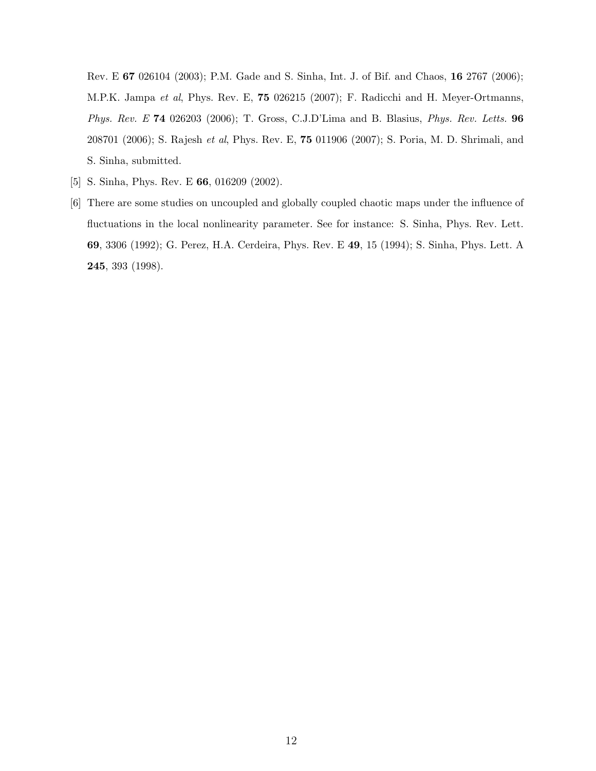Rev. E **67** 026104 (2003); P.M. Gade and S. Sinha, Int. J. of Bif. and Chaos, **16** 2767 (2006); M.P.K. Jampa *et al*, Phys. Rev. E, **75** 026215 (2007); F. Radicchi and H. Meyer-Ortmanns, *Phys. Rev. E* **74** 026203 (2006); T. Gross, C.J.D'Lima and B. Blasius, *Phys. Rev. Letts.* **96** 208701 (2006); S. Rajesh *et al*, Phys. Rev. E, **75** 011906 (2007); S. Poria, M. D. Shrimali, and S. Sinha, submitted.

[5] S. Sinha, Phys. Rev. E **66**, 016209 (2002).

[6] There are some studies on uncoupled and globally coupled chaotic maps under the influence of fluctuations in the local nonlinearity parameter. See for instance: S. Sinha, Phys. Rev. Lett. **69**, 3306 (1992); G. Perez, H.A. Cerdeira, Phys. Rev. E **49**, 15 (1994); S. Sinha, Phys. Lett. A **245**, 393 (1998).